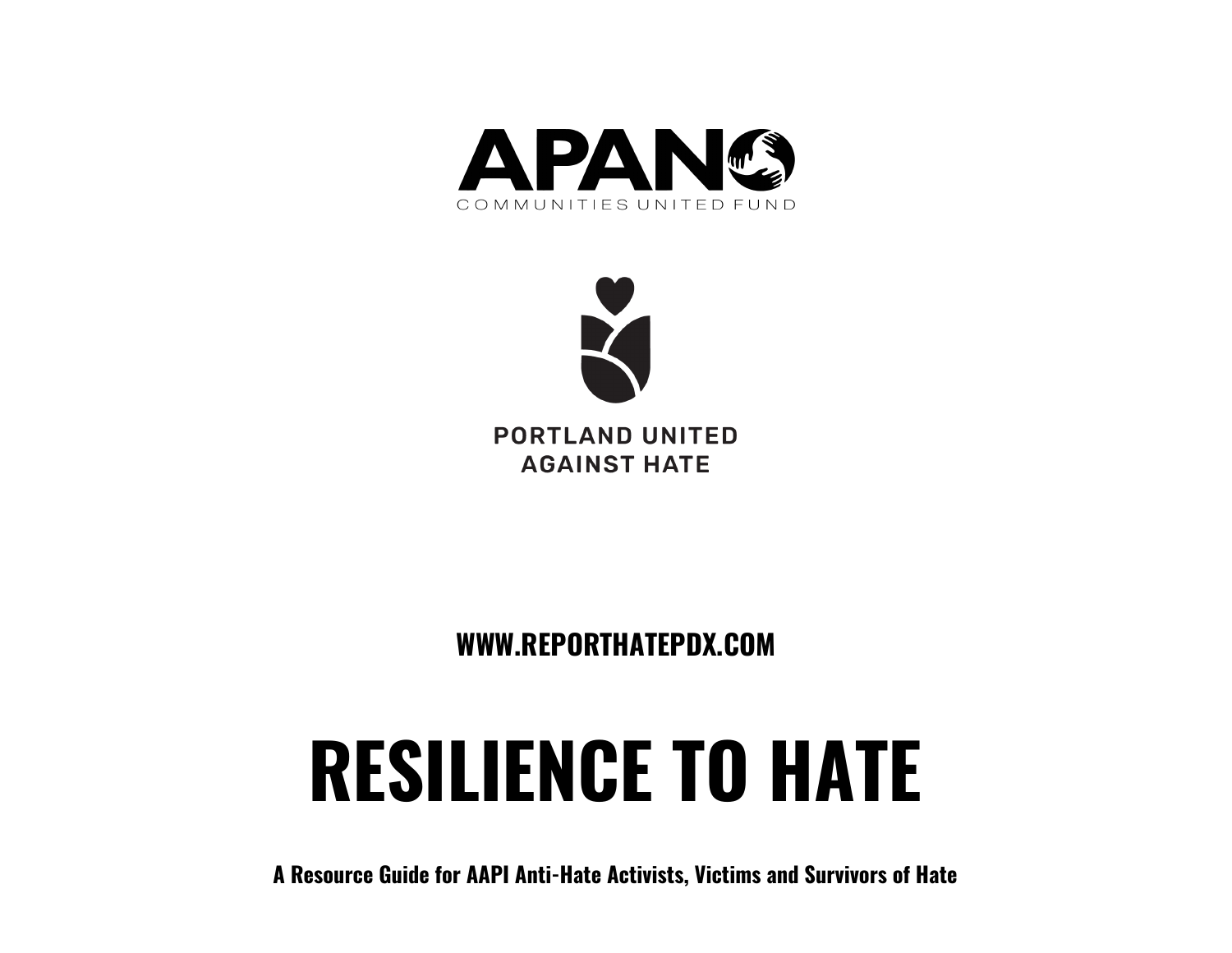APANO

COMMUNITIES UNITED FUND

PORTLAND UNITED AGAINST HATE

**WWW.REPORTHATEPDX.COM**

# RESILIENCE TO HATE

**A Resource Guide for AAPI Anti-Hate Activists, Victims and Survivors of Hate**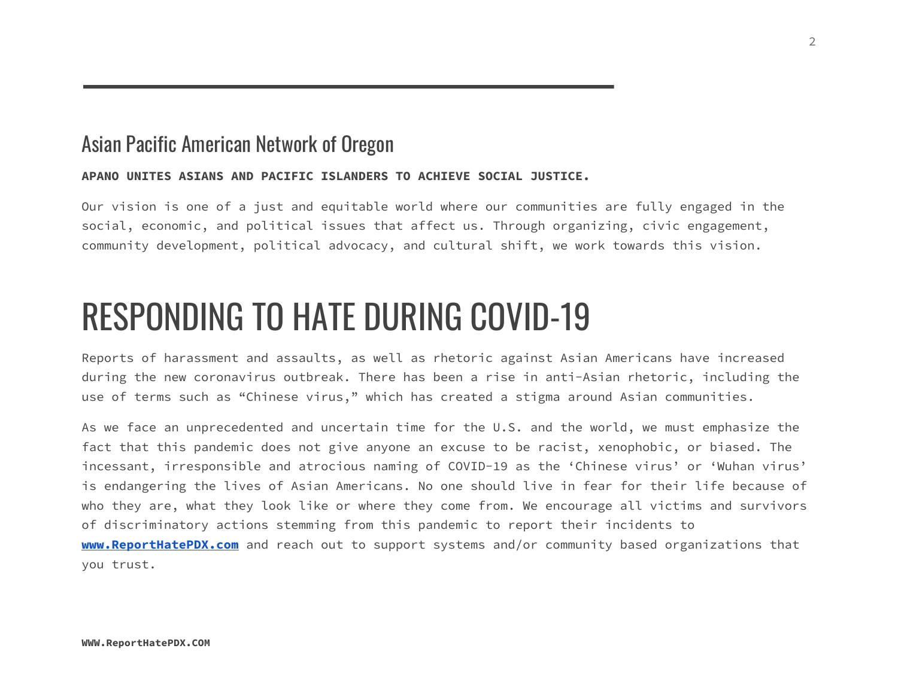## Asian Pacific American Network of Oregon

**APANO UNITES ASIANS AND PACIFIC ISLANDERS TO ACHIEVE SOCIAL JUSTICE.**

Our vision is one of a just and equitable world where our communities are fully engaged in the social, economic, and political issues that affect us. Through organizing, civic engagement, community development, political advocacy, and cultural shift, we work towards this vision.

# RESPONDING TO HATE DURING COVID-19

Reports of harassment and assaults, as well as rhetoric against Asian Americans have increased during the new coronavirus outbreak. There has been a rise in anti-Asian rhetoric, including the use of terms such as "Chinese virus," which has created a stigma around Asian communities.

As we face an unprecedented and uncertain time for the U.S. and the world, we must emphasize the fact that this pandemic does not give anyone an excuse to be racist, xenophobic, or biased. The incessant, irresponsible and atrocious naming of COVID-19 as the 'Chinese virus' or 'Wuhan virus' is endangering the lives of Asian Americans. No one should live in fear for their life because of who they are, what they look like or where they come from. We encourage all victims and survivors of discriminatory actions stemming from this pandemic to report their incidents to **www.ReportHatePDX.com** and reach out to support systems and/or community based organizations that you trust.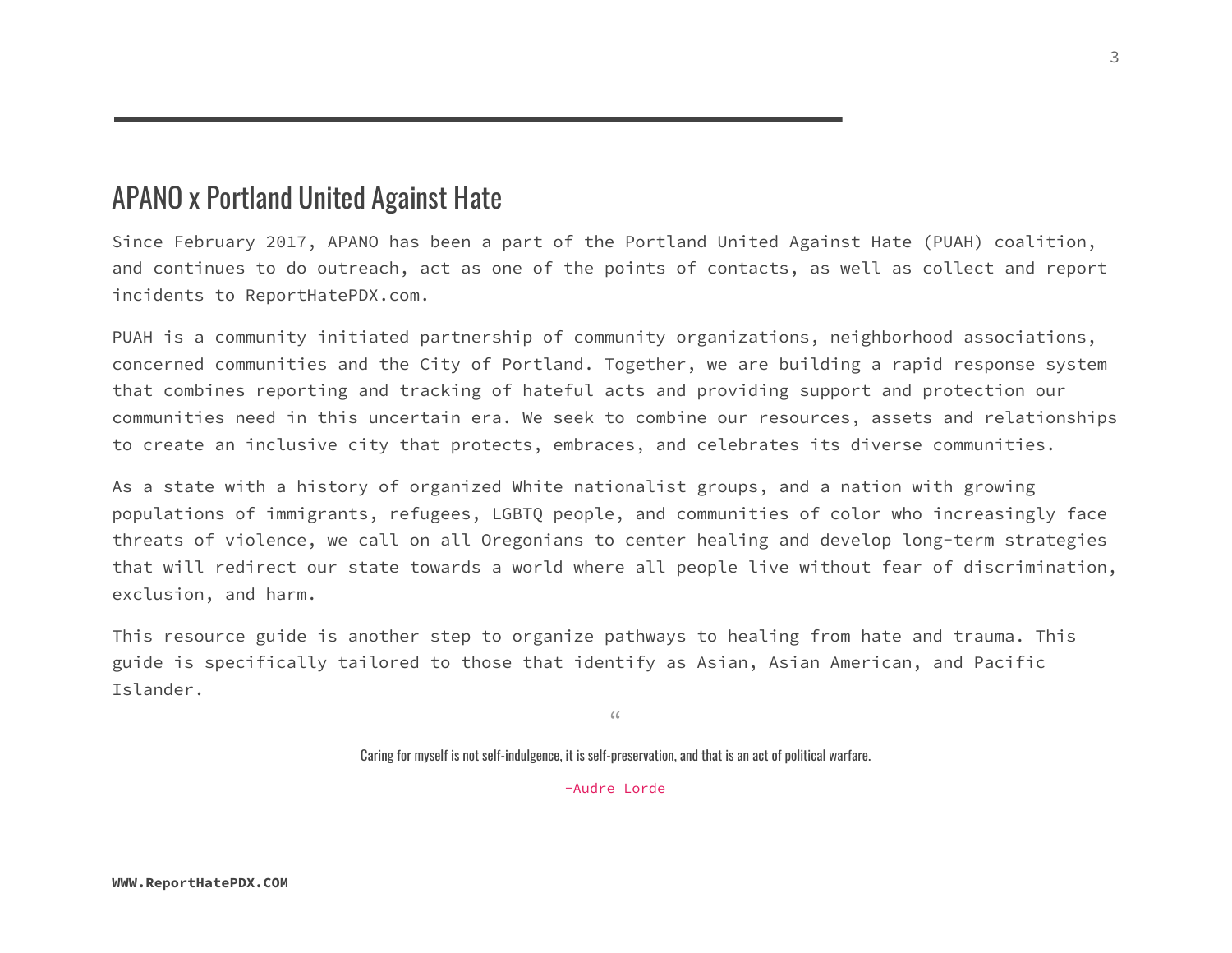## APANO x Portland United Against Hate

Since February 2017, APANO has been a part of the Portland United Against Hate (PUAH) coalition, and continues to do outreach, act as one of the points of contacts, as well as collect and report incidents to ReportHatePDX.com.

PUAH is a community initiated partnership of community organizations, neighborhood associations, concerned communities and the City of Portland. Together, we are building a rapid response system that combines reporting and tracking of hateful acts and providing support and protection our communities need in this uncertain era. We seek to combine our resources, assets and relationships to create an inclusive city that protects, embraces, and celebrates its diverse communities.

As a state with a history of organized White nationalist groups, and a nation with growing populations of immigrants, refugees, LGBTQ people, and communities of color who increasingly face threats of violence, we call on all Oregonians to center healing and develop long-term strategies that will redirect our state towards a world where all people live without fear of discrimination, exclusion, and harm.

This resource guide is another step to organize pathways to healing from hate and trauma. This guide is specifically tailored to those that identify as Asian, Asian American, and Pacific Islander.

> "
>
> Caring for myself is not self-indulgence, it is self-preservation, and that is an act of political warfare.
>
> -Audre Lorde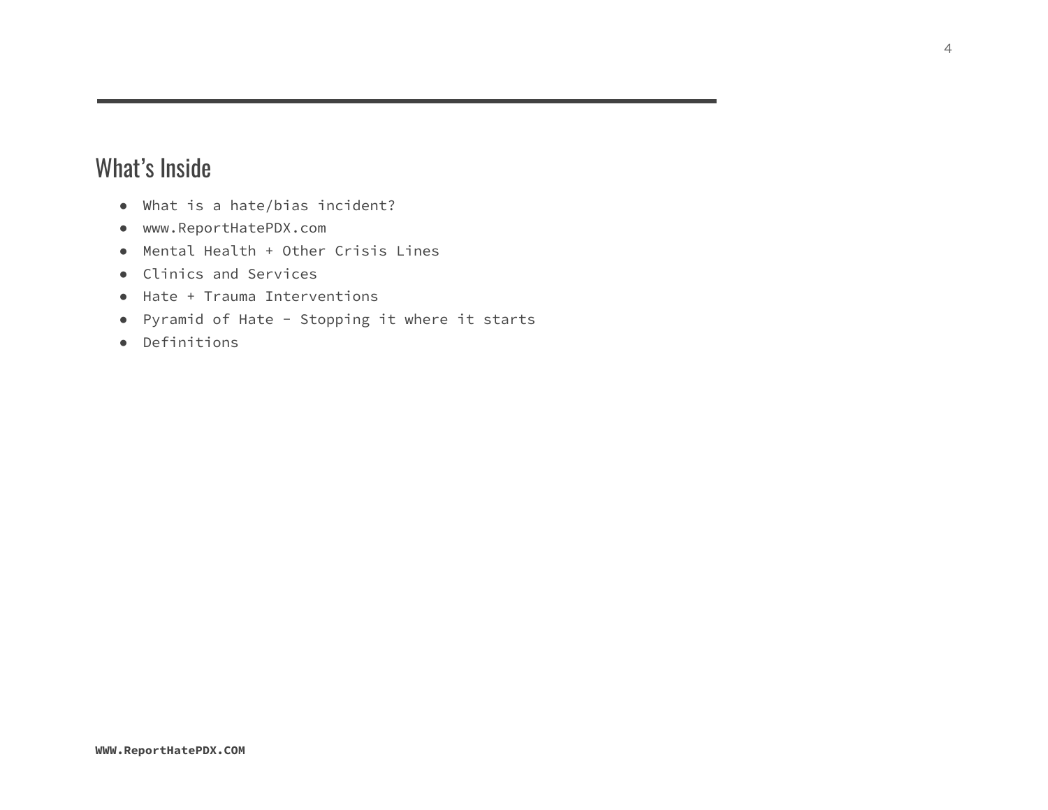## What's Inside

- What is a hate/bias incident?
- www.ReportHatePDX.com
- Mental Health + Other Crisis Lines
- Clinics and Services
- Hate + Trauma Interventions
- Pyramid of Hate - Stopping it where it starts
- Definitions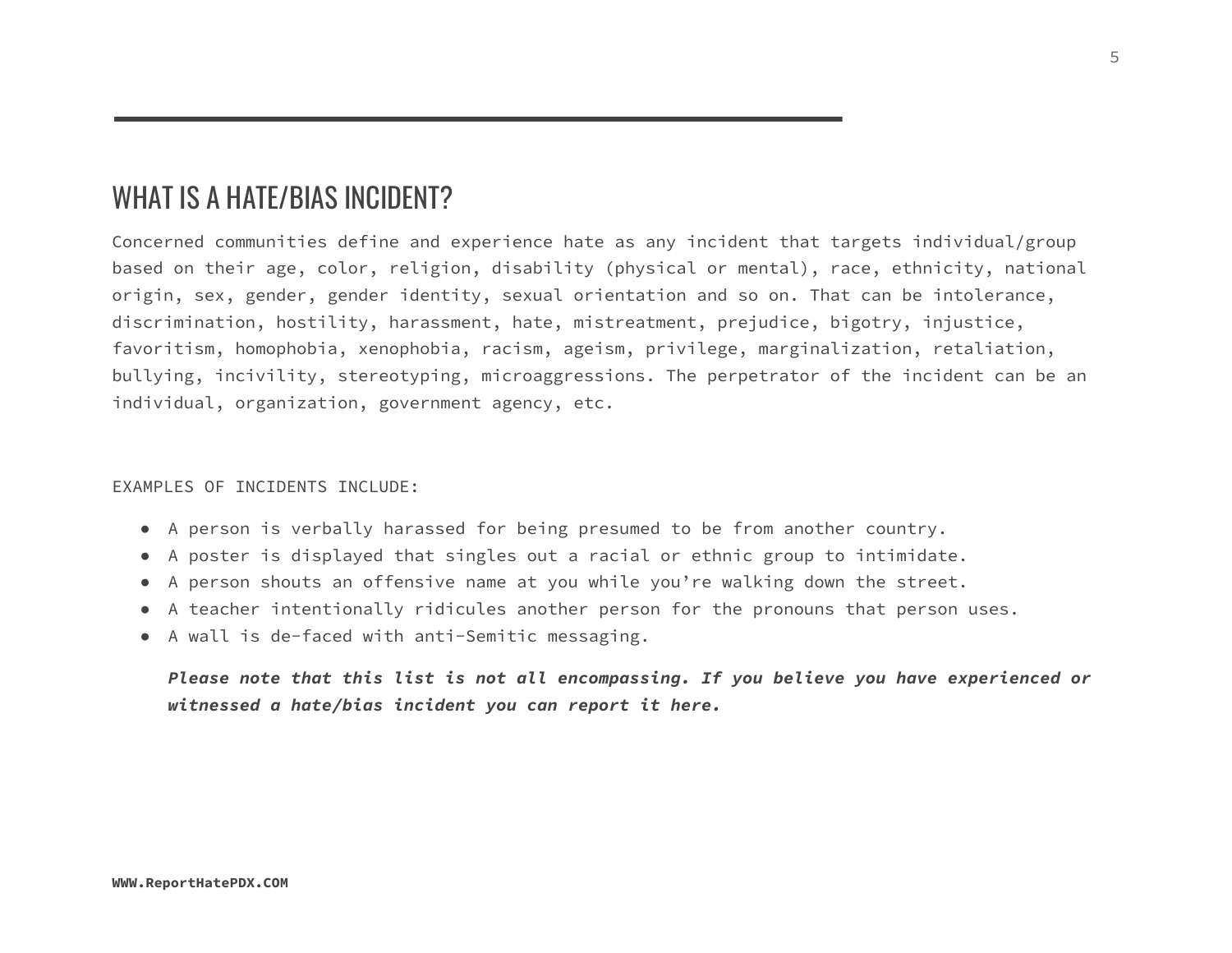## WHAT IS A HATE/BIAS INCIDENT?

Concerned communities define and experience hate as any incident that targets individual/group based on their age, color, religion, disability (physical or mental), race, ethnicity, national origin, sex, gender, gender identity, sexual orientation and so on. That can be intolerance, discrimination, hostility, harassment, hate, mistreatment, prejudice, bigotry, injustice, favoritism, homophobia, xenophobia, racism, ageism, privilege, marginalization, retaliation, bullying, incivility, stereotyping, microaggressions. The perpetrator of the incident can be an individual, organization, government agency, etc.

EXAMPLES OF INCIDENTS INCLUDE:

- A person is verbally harassed for being presumed to be from another country.
- A poster is displayed that singles out a racial or ethnic group to intimidate.
- A person shouts an offensive name at you while you're walking down the street.
- A teacher intentionally ridicules another person for the pronouns that person uses.
- A wall is de-faced with anti-Semitic messaging.

***Please note that this list is not all encompassing. If you believe you have experienced or witnessed a hate/bias incident you can report it here.***

**WWW.ReportHatePDX.COM**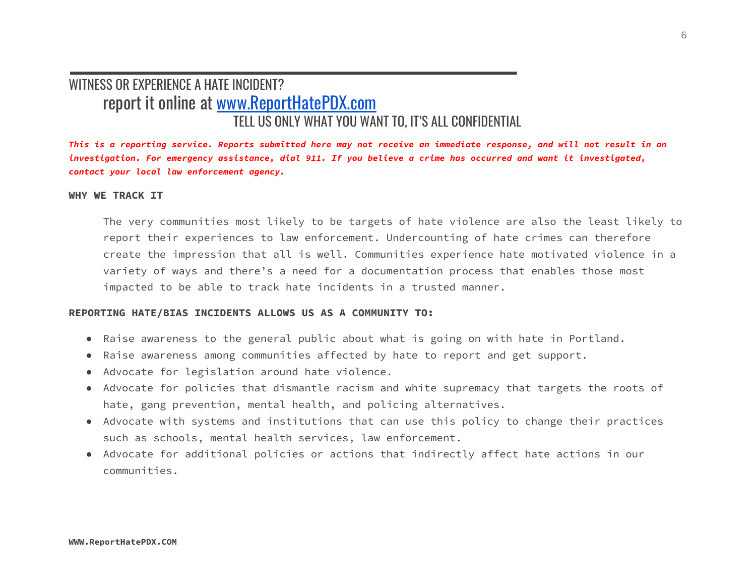## WITNESS OR EXPERIENCE A HATE INCIDENT?

### report it online at [www.ReportHatePDX.com](http://www.ReportHatePDX.com)

### TELL US ONLY WHAT YOU WANT TO, IT'S ALL CONFIDENTIAL

***This is a reporting service. Reports submitted here may not receive an immediate response, and will not result in an investigation. For emergency assistance, dial 911. If you believe a crime has occurred and want it investigated, contact your local law enforcement agency.***

**WHY WE TRACK IT**

The very communities most likely to be targets of hate violence are also the least likely to report their experiences to law enforcement. Undercounting of hate crimes can therefore create the impression that all is well. Communities experience hate motivated violence in a variety of ways and there's a need for a documentation process that enables those most impacted to be able to track hate incidents in a trusted manner.

**REPORTING HATE/BIAS INCIDENTS ALLOWS US AS A COMMUNITY TO:**

- Raise awareness to the general public about what is going on with hate in Portland.
- Raise awareness among communities affected by hate to report and get support.
- Advocate for legislation around hate violence.
- Advocate for policies that dismantle racism and white supremacy that targets the roots of hate, gang prevention, mental health, and policing alternatives.
- Advocate with systems and institutions that can use this policy to change their practices such as schools, mental health services, law enforcement.
- Advocate for additional policies or actions that indirectly affect hate actions in our communities.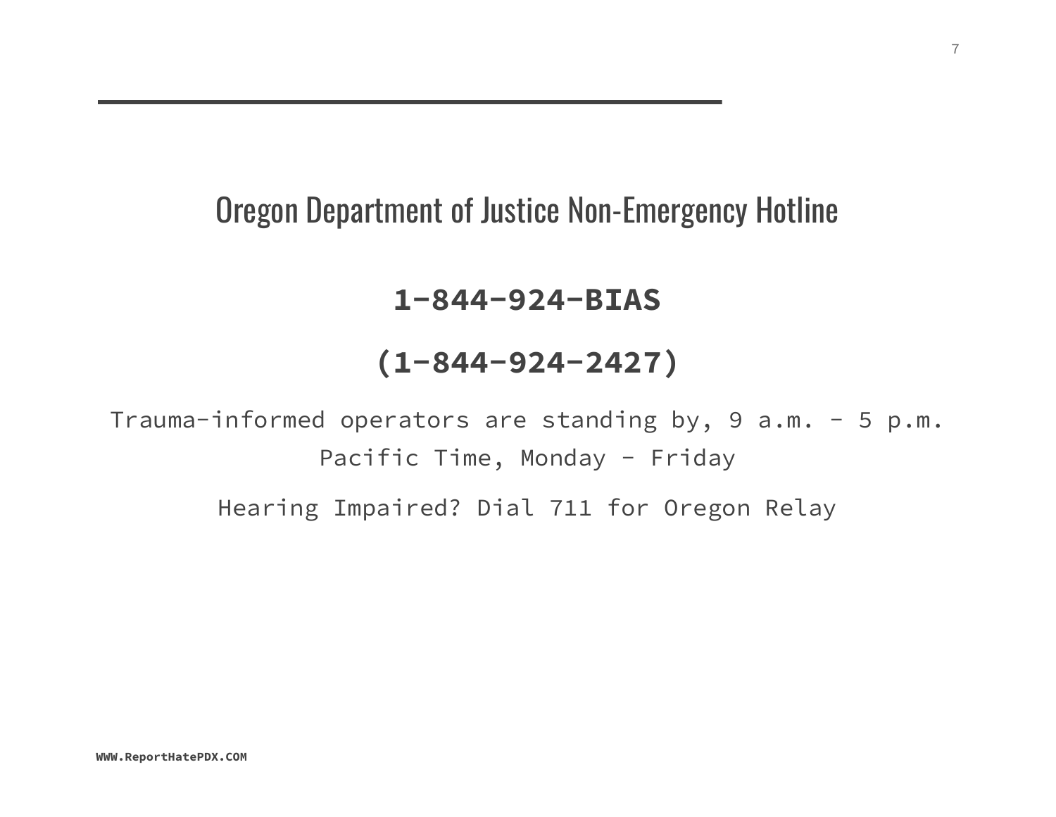## Oregon Department of Justice Non-Emergency Hotline

**1-844-924-BIAS**

**(1-844-924-2427)**

Trauma-informed operators are standing by, 9 a.m. - 5 p.m. Pacific Time, Monday - Friday

Hearing Impaired? Dial 711 for Oregon Relay

**WWW.ReportHatePDX.COM**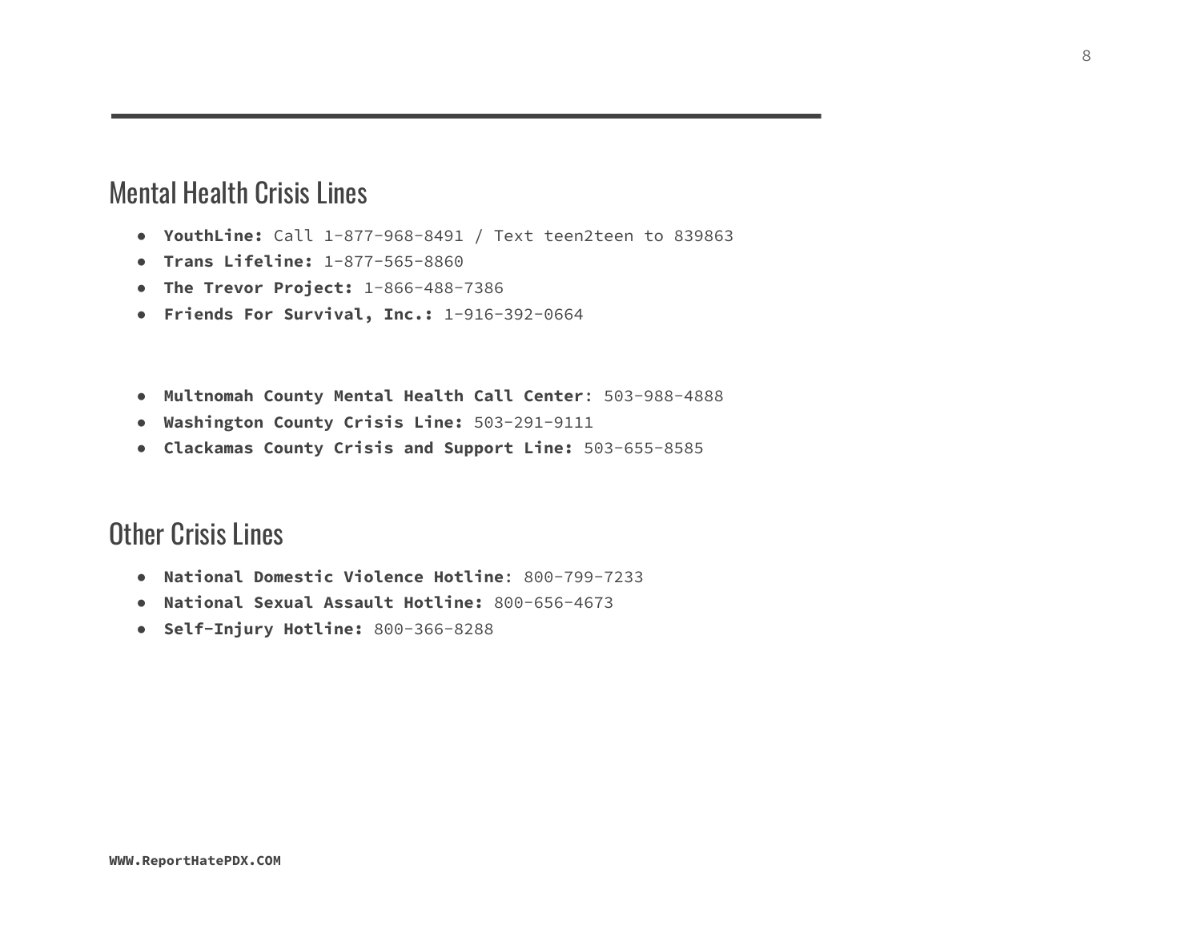## Mental Health Crisis Lines

- **YouthLine:** Call 1-877-968-8491 / Text teen2teen to 839863
- **Trans Lifeline:** 1-877-565-8860
- **The Trevor Project:** 1-866-488-7386
- **Friends For Survival, Inc.:** 1-916-392-0664

- **Multnomah County Mental Health Call Center**: 503-988-4888
- **Washington County Crisis Line:** 503-291-9111
- **Clackamas County Crisis and Support Line:** 503-655-8585

## Other Crisis Lines

- **National Domestic Violence Hotline**: 800-799-7233
- **National Sexual Assault Hotline:** 800-656-4673
- **Self-Injury Hotline:** 800-366-8288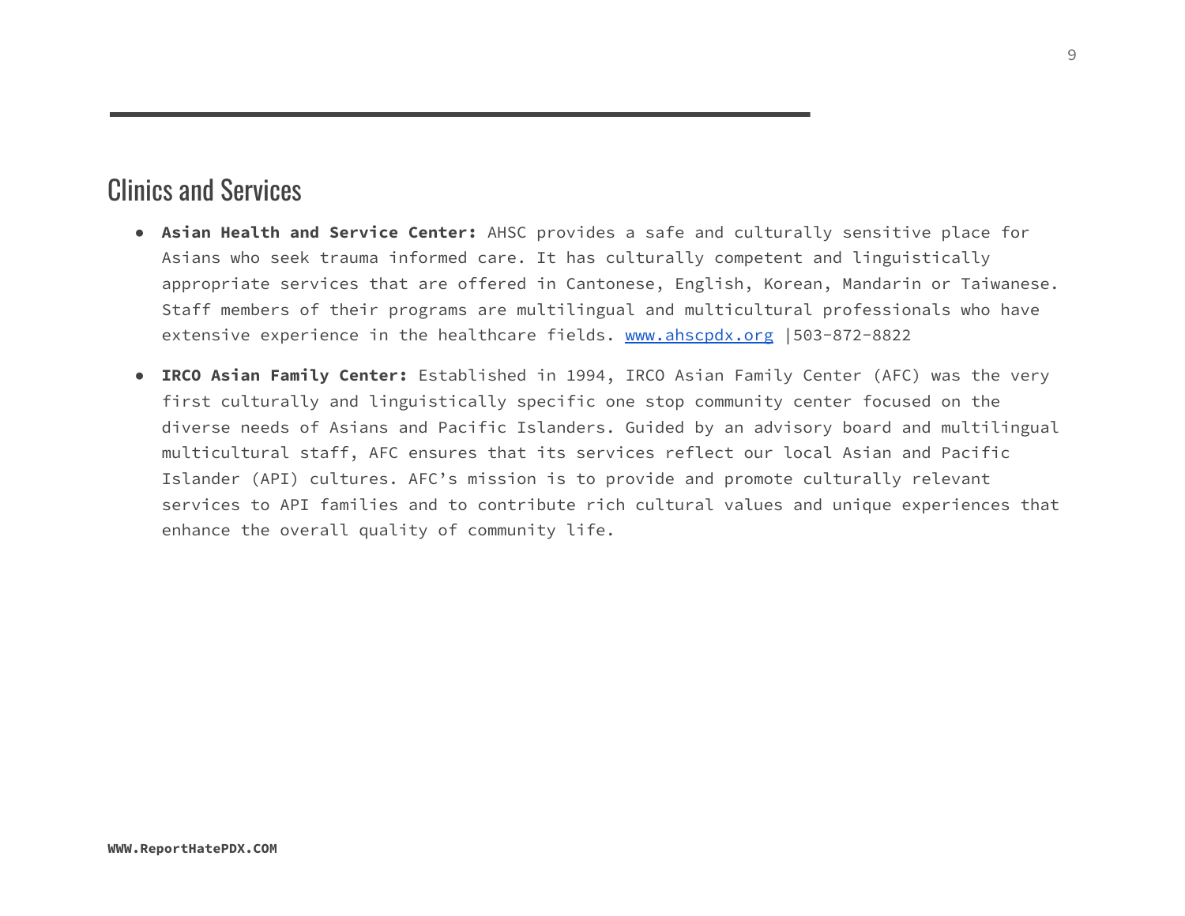## Clinics and Services

- **Asian Health and Service Center:** AHSC provides a safe and culturally sensitive place for Asians who seek trauma informed care. It has culturally competent and linguistically appropriate services that are offered in Cantonese, English, Korean, Mandarin or Taiwanese. Staff members of their programs are multilingual and multicultural professionals who have extensive experience in the healthcare fields. [www.ahscpdx.org](http://www.ahscpdx.org) |503-872-8822
- **IRCO Asian Family Center:** Established in 1994, IRCO Asian Family Center (AFC) was the very first culturally and linguistically specific one stop community center focused on the diverse needs of Asians and Pacific Islanders. Guided by an advisory board and multilingual multicultural staff, AFC ensures that its services reflect our local Asian and Pacific Islander (API) cultures. AFC's mission is to provide and promote culturally relevant services to API families and to contribute rich cultural values and unique experiences that enhance the overall quality of community life.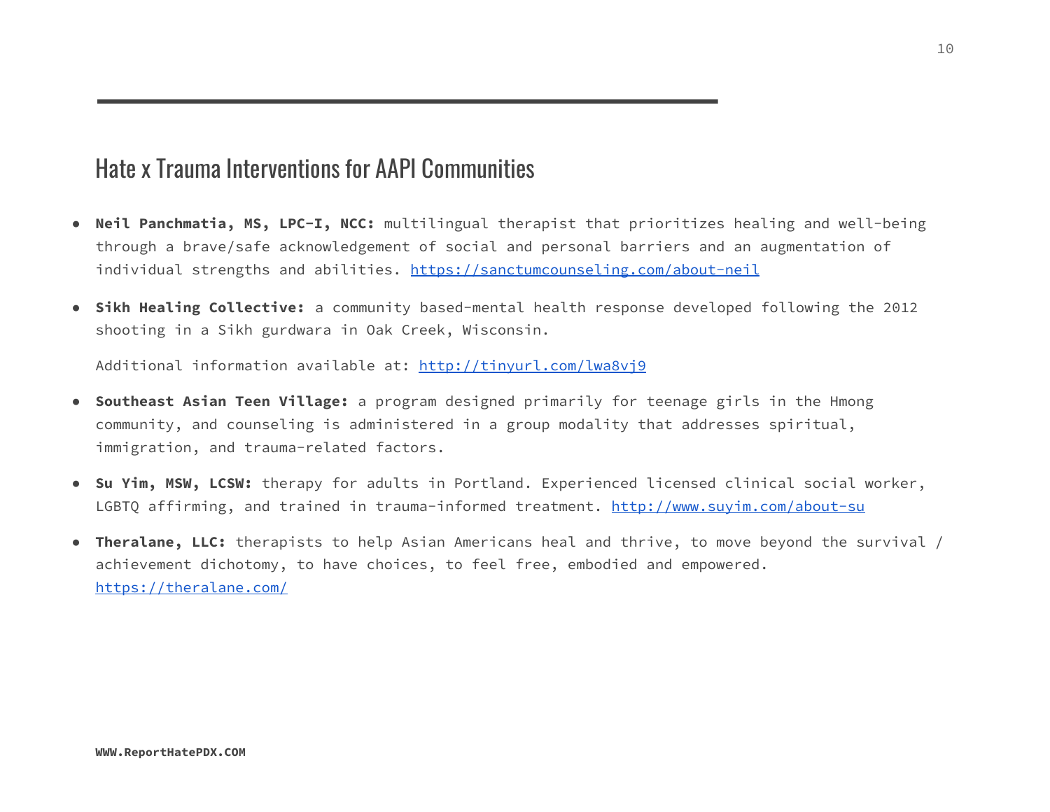## Hate x Trauma Interventions for AAPI Communities

- **Neil Panchmatia, MS, LPC-I, NCC:** multilingual therapist that prioritizes healing and well-being through a brave/safe acknowledgement of social and personal barriers and an augmentation of individual strengths and abilities. https://sanctumcounseling.com/about-neil

- **Sikh Healing Collective:** a community based-mental health response developed following the 2012 shooting in a Sikh gurdwara in Oak Creek, Wisconsin.

  Additional information available at: http://tinyurl.com/lwa8vj9

- **Southeast Asian Teen Village:** a program designed primarily for teenage girls in the Hmong community, and counseling is administered in a group modality that addresses spiritual, immigration, and trauma-related factors.

- **Su Yim, MSW, LCSW:** therapy for adults in Portland. Experienced licensed clinical social worker, LGBTQ affirming, and trained in trauma-informed treatment. http://www.suyim.com/about-su

- **Theralane, LLC:** therapists to help Asian Americans heal and thrive, to move beyond the survival / achievement dichotomy, to have choices, to feel free, embodied and empowered. https://theralane.com/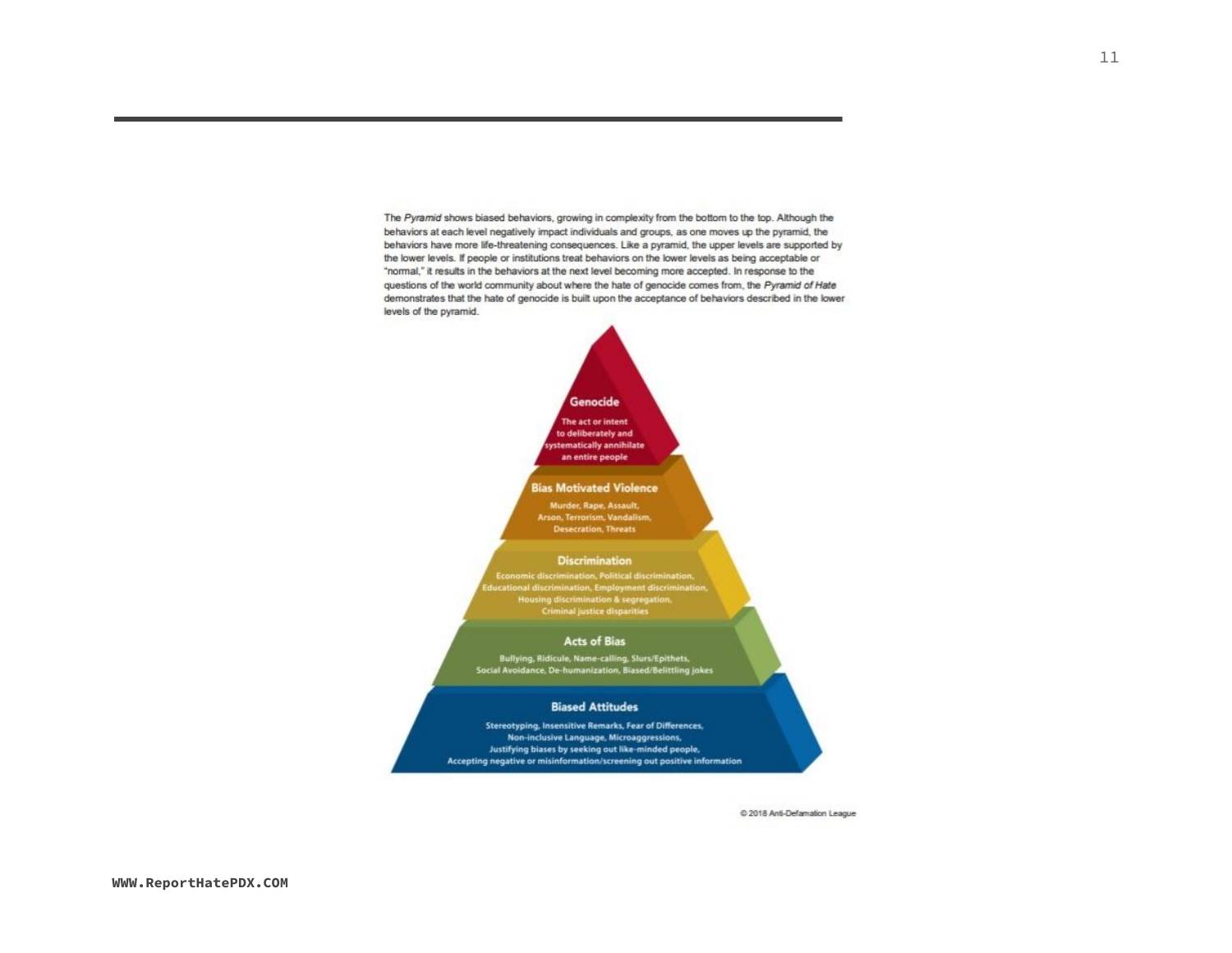The *Pyramid* shows biased behaviors, growing in complexity from the bottom to the top. Although the behaviors at each level negatively impact individuals and groups, as one moves up the pyramid, the behaviors have more life-threatening consequences. Like a pyramid, the upper levels are supported by the lower levels. If people or institutions treat behaviors on the lower levels as being acceptable or "normal," it results in the behaviors at the next level becoming more accepted. In response to the questions of the world community about where the hate of genocide comes from, the *Pyramid of Hate* demonstrates that the hate of genocide is built upon the acceptance of behaviors described in the lower levels of the pyramid.

**Genocide**

The act or intent to deliberately and systematically annihilate an entire people

**Bias Motivated Violence**

Murder, Rape, Assault, Arson, Terrorism, Vandalism, Desecration, Threats

**Discrimination**

Economic discrimination, Political discrimination, Educational discrimination, Employment discrimination, Housing discrimination & segregation, Criminal justice disparities

**Acts of Bias**

Bullying, Ridicule, Name-calling, Slurs/Epithets, Social Avoidance, De-humanization, Biased/Belittling jokes

**Biased Attitudes**

Stereotyping, Insensitive Remarks, Fear of Differences, Non-inclusive Language, Microaggressions, Justifying biases by seeking out like-minded people, Accepting negative or misinformation/screening out positive information

© 2018 Anti-Defamation League

WWW.ReportHatePDX.COM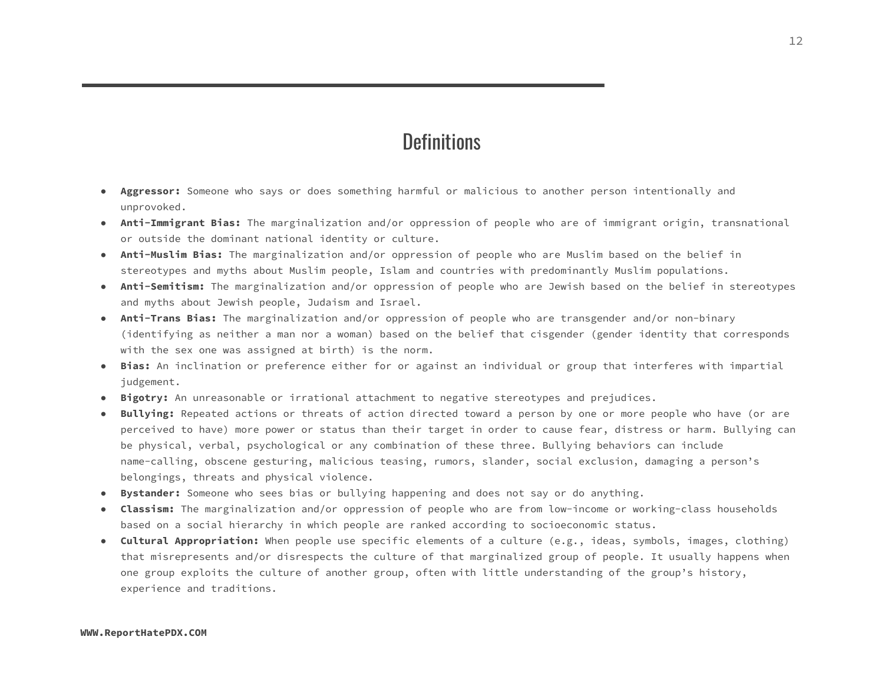# Definitions

- **Aggressor:** Someone who says or does something harmful or malicious to another person intentionally and unprovoked.
- **Anti-Immigrant Bias:** The marginalization and/or oppression of people who are of immigrant origin, transnational or outside the dominant national identity or culture.
- **Anti-Muslim Bias:** The marginalization and/or oppression of people who are Muslim based on the belief in stereotypes and myths about Muslim people, Islam and countries with predominantly Muslim populations.
- **Anti-Semitism:** The marginalization and/or oppression of people who are Jewish based on the belief in stereotypes and myths about Jewish people, Judaism and Israel.
- **Anti-Trans Bias:** The marginalization and/or oppression of people who are transgender and/or non-binary (identifying as neither a man nor a woman) based on the belief that cisgender (gender identity that corresponds with the sex one was assigned at birth) is the norm.
- **Bias:** An inclination or preference either for or against an individual or group that interferes with impartial judgement.
- **Bigotry:** An unreasonable or irrational attachment to negative stereotypes and prejudices.
- **Bullying:** Repeated actions or threats of action directed toward a person by one or more people who have (or are perceived to have) more power or status than their target in order to cause fear, distress or harm. Bullying can be physical, verbal, psychological or any combination of these three. Bullying behaviors can include name-calling, obscene gesturing, malicious teasing, rumors, slander, social exclusion, damaging a person's belongings, threats and physical violence.
- **Bystander:** Someone who sees bias or bullying happening and does not say or do anything.
- **Classism:** The marginalization and/or oppression of people who are from low-income or working-class households based on a social hierarchy in which people are ranked according to socioeconomic status.
- **Cultural Appropriation:** When people use specific elements of a culture (e.g., ideas, symbols, images, clothing) that misrepresents and/or disrespects the culture of that marginalized group of people. It usually happens when one group exploits the culture of another group, often with little understanding of the group's history, experience and traditions.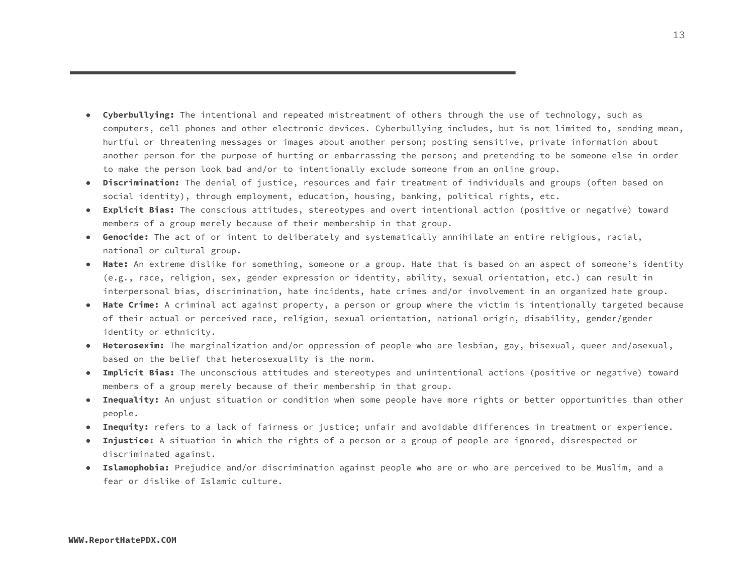- **Cyberbullying:** The intentional and repeated mistreatment of others through the use of technology, such as computers, cell phones and other electronic devices. Cyberbullying includes, but is not limited to, sending mean, hurtful or threatening messages or images about another person; posting sensitive, private information about another person for the purpose of hurting or embarrassing the person; and pretending to be someone else in order to make the person look bad and/or to intentionally exclude someone from an online group.
- **Discrimination:** The denial of justice, resources and fair treatment of individuals and groups (often based on social identity), through employment, education, housing, banking, political rights, etc.
- **Explicit Bias:** The conscious attitudes, stereotypes and overt intentional action (positive or negative) toward members of a group merely because of their membership in that group.
- **Genocide:** The act of or intent to deliberately and systematically annihilate an entire religious, racial, national or cultural group.
- **Hate:** An extreme dislike for something, someone or a group. Hate that is based on an aspect of someone's identity (e.g., race, religion, sex, gender expression or identity, ability, sexual orientation, etc.) can result in interpersonal bias, discrimination, hate incidents, hate crimes and/or involvement in an organized hate group.
- **Hate Crime:** A criminal act against property, a person or group where the victim is intentionally targeted because of their actual or perceived race, religion, sexual orientation, national origin, disability, gender/gender identity or ethnicity.
- **Heterosexim:** The marginalization and/or oppression of people who are lesbian, gay, bisexual, queer and/asexual, based on the belief that heterosexuality is the norm.
- **Implicit Bias:** The unconscious attitudes and stereotypes and unintentional actions (positive or negative) toward members of a group merely because of their membership in that group.
- **Inequality:** An unjust situation or condition when some people have more rights or better opportunities than other people.
- **Inequity:** refers to a lack of fairness or justice; unfair and avoidable differences in treatment or experience.
- **Injustice:** A situation in which the rights of a person or a group of people are ignored, disrespected or discriminated against.
- **Islamophobia:** Prejudice and/or discrimination against people who are or who are perceived to be Muslim, and a fear or dislike of Islamic culture.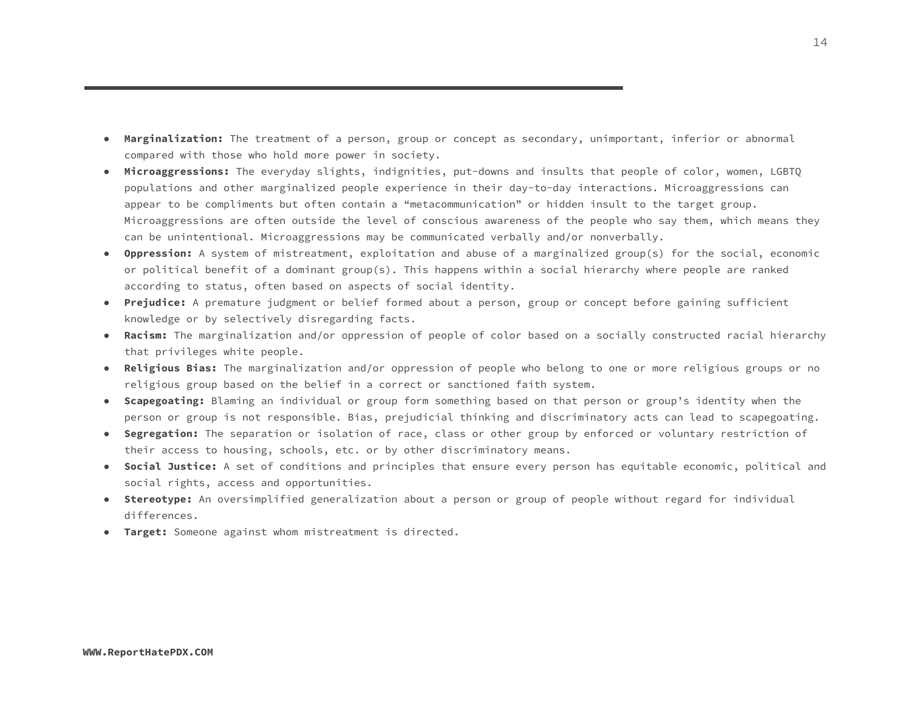- **Marginalization:** The treatment of a person, group or concept as secondary, unimportant, inferior or abnormal compared with those who hold more power in society.
- **Microaggressions:** The everyday slights, indignities, put-downs and insults that people of color, women, LGBTQ populations and other marginalized people experience in their day-to-day interactions. Microaggressions can appear to be compliments but often contain a "metacommunication" or hidden insult to the target group. Microaggressions are often outside the level of conscious awareness of the people who say them, which means they can be unintentional. Microaggressions may be communicated verbally and/or nonverbally.
- **Oppression:** A system of mistreatment, exploitation and abuse of a marginalized group(s) for the social, economic or political benefit of a dominant group(s). This happens within a social hierarchy where people are ranked according to status, often based on aspects of social identity.
- **Prejudice:** A premature judgment or belief formed about a person, group or concept before gaining sufficient knowledge or by selectively disregarding facts.
- **Racism:** The marginalization and/or oppression of people of color based on a socially constructed racial hierarchy that privileges white people.
- **Religious Bias:** The marginalization and/or oppression of people who belong to one or more religious groups or no religious group based on the belief in a correct or sanctioned faith system.
- **Scapegoating:** Blaming an individual or group form something based on that person or group's identity when the person or group is not responsible. Bias, prejudicial thinking and discriminatory acts can lead to scapegoating.
- **Segregation:** The separation or isolation of race, class or other group by enforced or voluntary restriction of their access to housing, schools, etc. or by other discriminatory means.
- **Social Justice:** A set of conditions and principles that ensure every person has equitable economic, political and social rights, access and opportunities.
- **Stereotype:** An oversimplified generalization about a person or group of people without regard for individual differences.
- **Target:** Someone against whom mistreatment is directed.